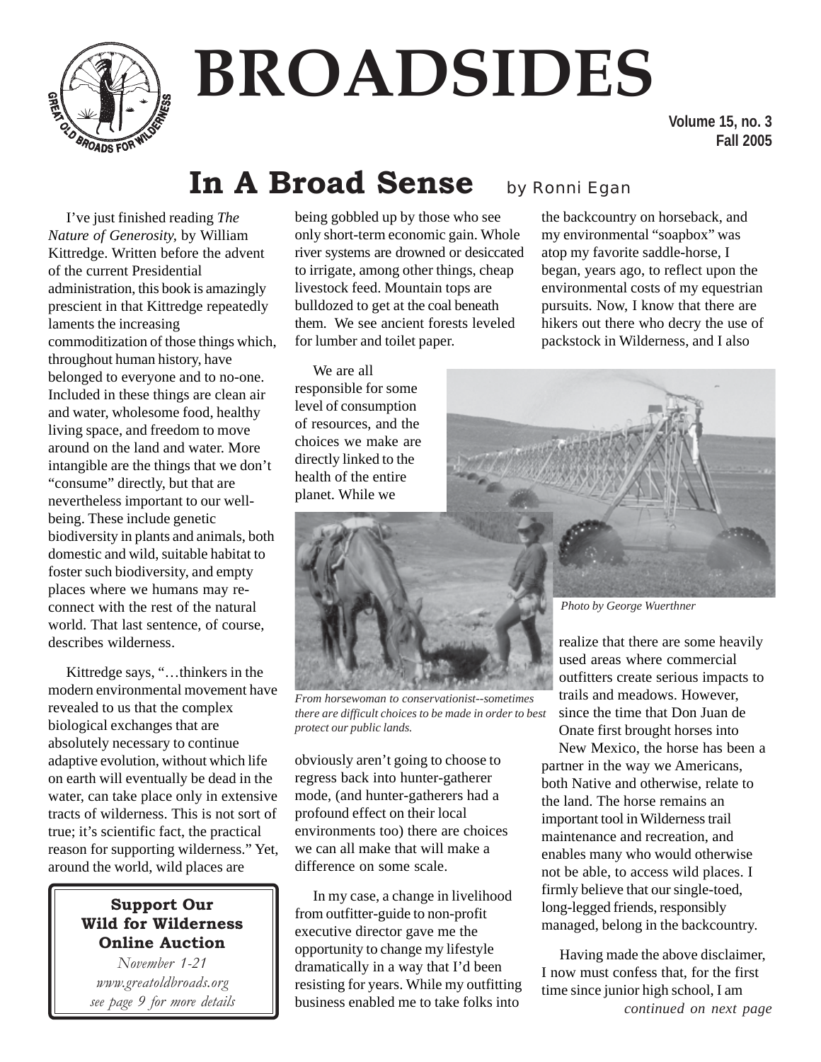# BROADSIDES

**Volume 15, no. 3**
**Fall 2005**

## In A Broad Sense

by Ronni Egan

I've just finished reading *The Nature of Generosity,* by William Kittredge. Written before the advent of the current Presidential administration, this book is amazingly prescient in that Kittredge repeatedly laments the increasing commoditization of those things which, throughout human history, have belonged to everyone and to no-one. Included in these things are clean air and water, wholesome food, healthy living space, and freedom to move around on the land and water. More intangible are the things that we don't "consume" directly, but that are nevertheless important to our well-being. These include genetic biodiversity in plants and animals, both domestic and wild, suitable habitat to foster such biodiversity, and empty places where we humans may re-connect with the rest of the natural world. That last sentence, of course, describes wilderness.

Kittredge says, "…thinkers in the modern environmental movement have revealed to us that the complex biological exchanges that are absolutely necessary to continue adaptive evolution, without which life on earth will eventually be dead in the water, can take place only in extensive tracts of wilderness. This is not sort of true; it's scientific fact, the practical reason for supporting wilderness." Yet, around the world, wild places are being gobbled up by those who see only short-term economic gain. Whole river systems are drowned or desiccated to irrigate, among other things, cheap livestock feed. Mountain tops are bulldozed to get at the coal beneath them. We see ancient forests leveled for lumber and toilet paper.

We are all responsible for some level of consumption of resources, and the choices we make are directly linked to the health of the entire planet. While we obviously aren't going to choose to regress back into hunter-gatherer mode, (and hunter-gatherers had a profound effect on their local environments too) there are choices we can all make that will make a difference on some scale.

Photo by George Wuerthner

From horsewoman to conservationist--sometimes there are difficult choices to be made in order to best protect our public lands.

In my case, a change in livelihood from outfitter-guide to non-profit executive director gave me the opportunity to change my lifestyle dramatically in a way that I'd been resisting for years. While my outfitting business enabled me to take folks into the backcountry on horseback, and my environmental "soapbox" was atop my favorite saddle-horse, I began, years ago, to reflect upon the environmental costs of my equestrian pursuits. Now, I know that there are hikers out there who decry the use of packstock in Wilderness, and I also realize that there are some heavily used areas where commercial outfitters create serious impacts to trails and meadows. However, since the time that Don Juan de Onate first brought horses into New Mexico, the horse has been a partner in the way we Americans, both Native and otherwise, relate to the land. The horse remains an important tool in Wilderness trail maintenance and recreation, and enables many who would otherwise not be able, to access wild places. I firmly believe that our single-toed, long-legged friends, responsibly managed, belong in the backcountry.

Having made the above disclaimer, I now must confess that, for the first time since junior high school, I am

*continued on next page*

---

**Support Our Wild for Wilderness Online Auction**

*November 1-21*
*www.greatoldbroads.org*
*see page 9 for more details*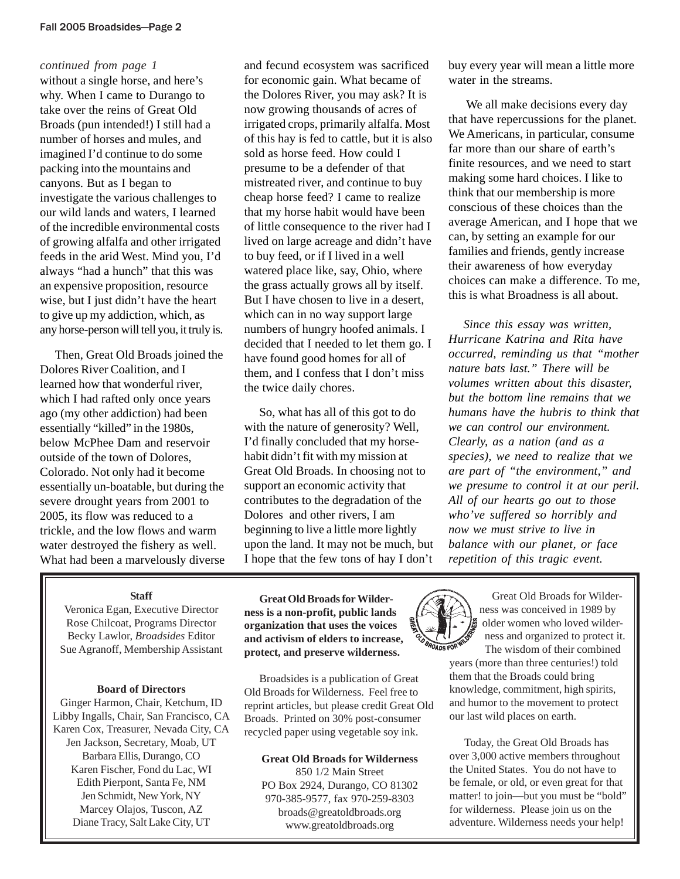*continued from page 1*

without a single horse, and here's why. When I came to Durango to take over the reins of Great Old Broads (pun intended!) I still had a number of horses and mules, and imagined I'd continue to do some packing into the mountains and canyons. But as I began to investigate the various challenges to our wild lands and waters, I learned of the incredible environmental costs of growing alfalfa and other irrigated feeds in the arid West. Mind you, I'd always "had a hunch" that this was an expensive proposition, resource wise, but I just didn't have the heart to give up my addiction, which, as any horse-person will tell you, it truly is.

Then, Great Old Broads joined the Dolores River Coalition, and I learned how that wonderful river, which I had rafted only once years ago (my other addiction) had been essentially "killed" in the 1980s, below McPhee Dam and reservoir outside of the town of Dolores, Colorado. Not only had it become essentially un-boatable, but during the severe drought years from 2001 to 2005, its flow was reduced to a trickle, and the low flows and warm water destroyed the fishery as well. What had been a marvelously diverse and fecund ecosystem was sacrificed for economic gain. What became of the Dolores River, you may ask? It is now growing thousands of acres of irrigated crops, primarily alfalfa. Most of this hay is fed to cattle, but it is also sold as horse feed. How could I presume to be a defender of that mistreated river, and continue to buy cheap horse feed? I came to realize that my horse habit would have been of little consequence to the river had I lived on large acreage and didn't have to buy feed, or if I lived in a well watered place like, say, Ohio, where the grass actually grows all by itself. But I have chosen to live in a desert, which can in no way support large numbers of hungry hoofed animals. I decided that I needed to let them go. I have found good homes for all of them, and I confess that I don't miss the twice daily chores.

So, what has all of this got to do with the nature of generosity? Well, I'd finally concluded that my horse-habit didn't fit with my mission at Great Old Broads. In choosing not to support an economic activity that contributes to the degradation of the Dolores and other rivers, I am beginning to live a little more lightly upon the land. It may not be much, but I hope that the few tons of hay I don't buy every year will mean a little more water in the streams.

We all make decisions every day that have repercussions for the planet. We Americans, in particular, consume far more than our share of earth's finite resources, and we need to start making some hard choices. I like to think that our membership is more conscious of these choices than the average American, and I hope that we can, by setting an example for our families and friends, gently increase their awareness of how everyday choices can make a difference. To me, this is what Broadness is all about.

*Since this essay was written, Hurricane Katrina and Rita have occurred, reminding us that "mother nature bats last." There will be volumes written about this disaster, but the bottom line remains that we humans have the hubris to think that we can control our environment. Clearly, as a nation (and as a species), we need to realize that we are part of "the environment," and we presume to control it at our peril. All of our hearts go out to those who've suffered so horribly and now we must strive to live in balance with our planet, or face repetition of this tragic event.*

---

**Staff**

Veronica Egan, Executive Director
Rose Chilcoat, Programs Director
Becky Lawlor, *Broadsides* Editor
Sue Agranoff, Membership Assistant

**Board of Directors**

Ginger Harmon, Chair, Ketchum, ID
Libby Ingalls, Chair, San Francisco, CA
Karen Cox, Treasurer, Nevada City, CA
Jen Jackson, Secretary, Moab, UT
Barbara Ellis, Durango, CO
Karen Fischer, Fond du Lac, WI
Edith Pierpont, Santa Fe, NM
Jen Schmidt, New York, NY
Marcey Olajos, Tuscon, AZ
Diane Tracy, Salt Lake City, UT

**Great Old Broads for Wilderness is a non-profit, public lands organization that uses the voices and activism of elders to increase, protect, and preserve wilderness.**

Broadsides is a publication of Great Old Broads for Wilderness. Feel free to reprint articles, but please credit Great Old Broads. Printed on 30% post-consumer recycled paper using vegetable soy ink.

**Great Old Broads for Wilderness**
850 1/2 Main Street
PO Box 2924, Durango, CO 81302
970-385-9577, fax 970-259-8303
broads@greatoldbroads.org
www.greatoldbroads.org

Great Old Broads for Wilderness was conceived in 1989 by older women who loved wilderness and organized to protect it. The wisdom of their combined years (more than three centuries!) told them that the Broads could bring knowledge, commitment, high spirits, and humor to the movement to protect our last wild places on earth.

Today, the Great Old Broads has over 3,000 active members throughout the United States. You do not have to be female, or old, or even great for that matter! to join—but you must be "bold" for wilderness. Please join us on the adventure. Wilderness needs your help!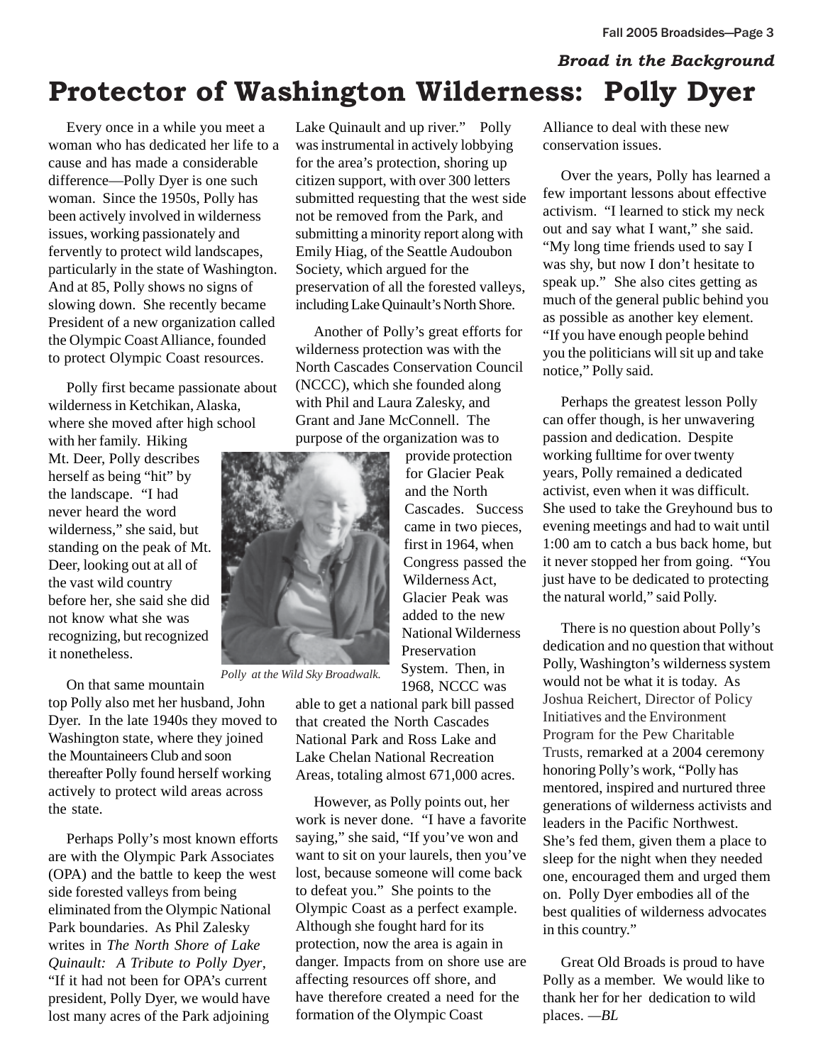*Broad in the Background*

# Protector of Washington Wilderness: Polly Dyer

Every once in a while you meet a woman who has dedicated her life to a cause and has made a considerable difference—Polly Dyer is one such woman. Since the 1950s, Polly has been actively involved in wilderness issues, working passionately and fervently to protect wild landscapes, particularly in the state of Washington. And at 85, Polly shows no signs of slowing down. She recently became President of a new organization called the Olympic Coast Alliance, founded to protect Olympic Coast resources.

Polly first became passionate about wilderness in Ketchikan, Alaska, where she moved after high school with her family. Hiking Mt. Deer, Polly describes herself as being "hit" by the landscape. "I had never heard the word wilderness," she said, but standing on the peak of Mt. Deer, looking out at all of the vast wild country before her, she said she did not know what she was recognizing, but recognized it nonetheless.

*Polly at the Wild Sky Broadwalk.*

On that same mountain top Polly also met her husband, John Dyer. In the late 1940s they moved to Washington state, where they joined the Mountaineers Club and soon thereafter Polly found herself working actively to protect wild areas across the state.

Perhaps Polly's most known efforts are with the Olympic Park Associates (OPA) and the battle to keep the west side forested valleys from being eliminated from the Olympic National Park boundaries. As Phil Zalesky writes in *The North Shore of Lake Quinault: A Tribute to Polly Dyer*, "If it had not been for OPA's current president, Polly Dyer, we would have lost many acres of the Park adjoining Lake Quinault and up river." Polly was instrumental in actively lobbying for the area's protection, shoring up citizen support, with over 300 letters submitted requesting that the west side not be removed from the Park, and submitting a minority report along with Emily Hiag, of the Seattle Audoubon Society, which argued for the preservation of all the forested valleys, including Lake Quinault's North Shore.

Another of Polly's great efforts for wilderness protection was with the North Cascades Conservation Council (NCCC), which she founded along with Phil and Laura Zalesky, and Grant and Jane McConnell. The purpose of the organization was to provide protection for Glacier Peak and the North Cascades. Success came in two pieces, first in 1964, when Congress passed the Wilderness Act, Glacier Peak was added to the new National Wilderness Preservation System. Then, in 1968, NCCC was able to get a national park bill passed that created the North Cascades National Park and Ross Lake and Lake Chelan National Recreation Areas, totaling almost 671,000 acres.

However, as Polly points out, her work is never done. "I have a favorite saying," she said, "If you've won and want to sit on your laurels, then you've lost, because someone will come back to defeat you." She points to the Olympic Coast as a perfect example. Although she fought hard for its protection, now the area is again in danger. Impacts from on shore use are affecting resources off shore, and have therefore created a need for the formation of the Olympic Coast Alliance to deal with these new conservation issues.

Over the years, Polly has learned a few important lessons about effective activism. "I learned to stick my neck out and say what I want," she said. "My long time friends used to say I was shy, but now I don't hesitate to speak up." She also cites getting as much of the general public behind you as possible as another key element. "If you have enough people behind you the politicians will sit up and take notice," Polly said.

Perhaps the greatest lesson Polly can offer though, is her unwavering passion and dedication. Despite working fulltime for over twenty years, Polly remained a dedicated activist, even when it was difficult. She used to take the Greyhound bus to evening meetings and had to wait until 1:00 am to catch a bus back home, but it never stopped her from going. "You just have to be dedicated to protecting the natural world," said Polly.

There is no question about Polly's dedication and no question that without Polly, Washington's wilderness system would not be what it is today. As Joshua Reichert, Director of Policy Initiatives and the Environment Program for the Pew Charitable Trusts, remarked at a 2004 ceremony honoring Polly's work, "Polly has mentored, inspired and nurtured three generations of wilderness activists and leaders in the Pacific Northwest. She's fed them, given them a place to sleep for the night when they needed one, encouraged them and urged them on. Polly Dyer embodies all of the best qualities of wilderness advocates in this country."

Great Old Broads is proud to have Polly as a member. We would like to thank her for her dedication to wild places. *—BL*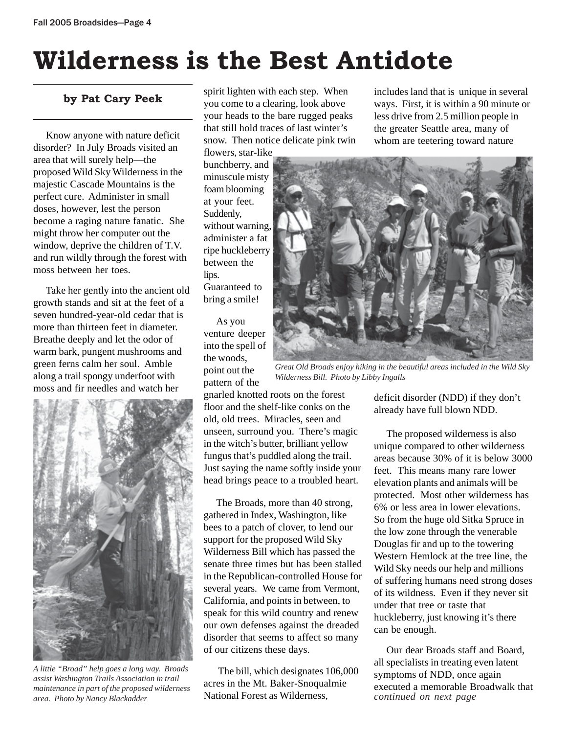# Wilderness is the Best Antidote

**by Pat Cary Peek**

Know anyone with nature deficit disorder? In July Broads visited an area that will surely help—the proposed Wild Sky Wilderness in the majestic Cascade Mountains is the perfect cure. Administer in small doses, however, lest the person become a raging nature fanatic. She might throw her computer out the window, deprive the children of T.V. and run wildly through the forest with moss between her toes.

Take her gently into the ancient old growth stands and sit at the feet of a seven hundred-year-old cedar that is more than thirteen feet in diameter. Breathe deeply and let the odor of warm bark, pungent mushrooms and green ferns calm her soul. Amble along a trail spongy underfoot with moss and fir needles and watch her spirit lighten with each step. When you come to a clearing, look above your heads to the bare rugged peaks that still hold traces of last winter's snow. Then notice delicate pink twin flowers, star-like bunchberry, and minuscule misty foam blooming at your feet. Suddenly, without warning, administer a fat ripe huckleberry between the lips. Guaranteed to bring a smile!

As you venture deeper into the spell of the woods, point out the pattern of the gnarled knotted roots on the forest floor and the shelf-like conks on the old, old trees. Miracles, seen and unseen, surround you. There's magic in the witch's butter, brilliant yellow fungus that's puddled along the trail. Just saying the name softly inside your head brings peace to a troubled heart.

The Broads, more than 40 strong, gathered in Index, Washington, like bees to a patch of clover, to lend our support for the proposed Wild Sky Wilderness Bill which has passed the senate three times but has been stalled in the Republican-controlled House for several years. We came from Vermont, California, and points in between, to speak for this wild country and renew our own defenses against the dreaded disorder that seems to affect so many of our citizens these days.

The bill, which designates 106,000 acres in the Mt. Baker-Snoqualmie National Forest as Wilderness, includes land that is unique in several ways. First, it is within a 90 minute or less drive from 2.5 million people in the greater Seattle area, many of whom are teetering toward nature deficit disorder (NDD) if they don't already have full blown NDD.

*Great Old Broads enjoy hiking in the beautiful areas included in the Wild Sky Wilderness Bill. Photo by Libby Ingalls*

The proposed wilderness is also unique compared to other wilderness areas because 30% of it is below 3000 feet. This means many rare lower elevation plants and animals will be protected. Most other wilderness has 6% or less area in lower elevations. So from the huge old Sitka Spruce in the low zone through the venerable Douglas fir and up to the towering Western Hemlock at the tree line, the Wild Sky needs our help and millions of suffering humans need strong doses of its wildness. Even if they never sit under that tree or taste that huckleberry, just knowing it's there can be enough.

Our dear Broads staff and Board, all specialists in treating even latent symptoms of NDD, once again executed a memorable Broadwalk that *continued on next page*

*A little "Broad" help goes a long way. Broads assist Washington Trails Association in trail maintenance in part of the proposed wilderness area. Photo by Nancy Blackadder*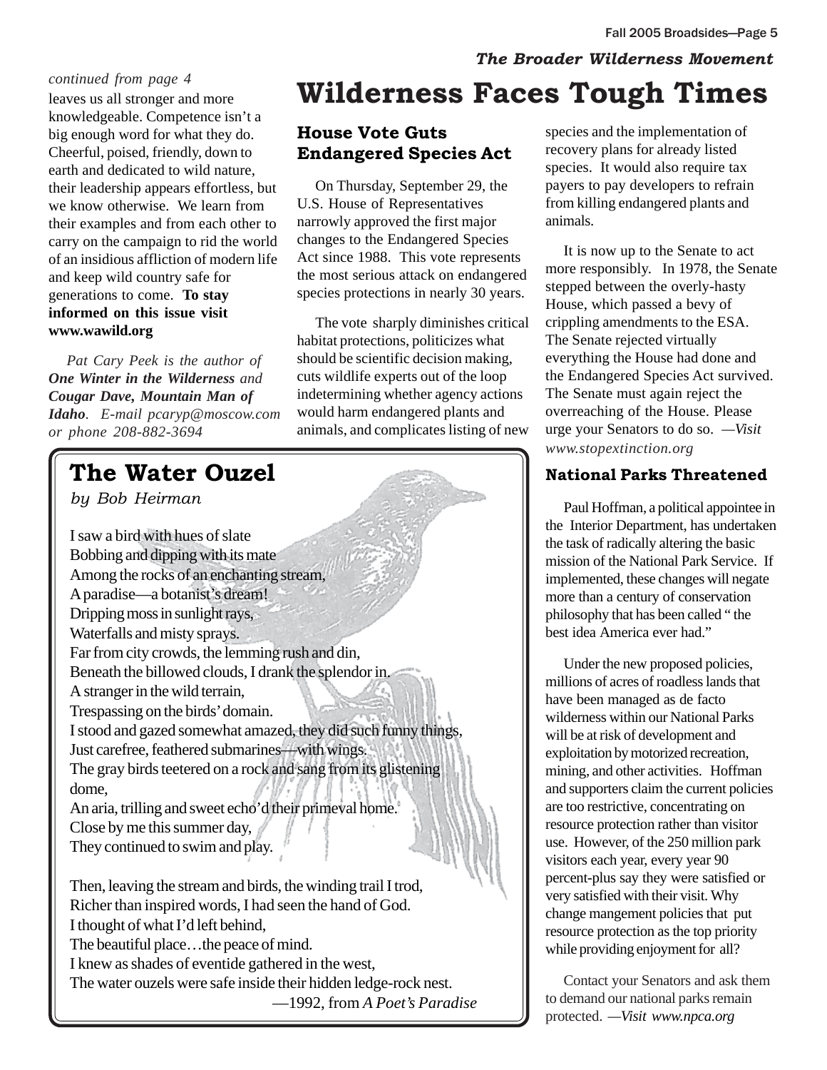*continued from page 4*

leaves us all stronger and more knowledgeable. Competence isn't a big enough word for what they do. Cheerful, poised, friendly, down to earth and dedicated to wild nature, their leadership appears effortless, but we know otherwise. We learn from their examples and from each other to carry on the campaign to rid the world of an insidious affliction of modern life and keep wild country safe for generations to come. **To stay informed on this issue visit www.wawild.org**

*Pat Cary Peek is the author of* ***One Winter in the Wilderness*** *and* ***Cougar Dave, Mountain Man of Idaho****. E-mail pcaryp@moscow.com or phone 208-882-3694*

*The Broader Wilderness Movement*

# Wilderness Faces Tough Times

## House Vote Guts Endangered Species Act

On Thursday, September 29, the U.S. House of Representatives narrowly approved the first major changes to the Endangered Species Act since 1988. This vote represents the most serious attack on endangered species protections in nearly 30 years.

The vote sharply diminishes critical habitat protections, politicizes what should be scientific decision making, cuts wildlife experts out of the loop indetermining whether agency actions would harm endangered plants and animals, and complicates listing of new species and the implementation of recovery plans for already listed species. It would also require tax payers to pay developers to refrain from killing endangered plants and animals.

It is now up to the Senate to act more responsibly. In 1978, the Senate stepped between the overly-hasty House, which passed a bevy of crippling amendments to the ESA. The Senate rejected virtually everything the House had done and the Endangered Species Act survived. The Senate must again reject the overreaching of the House. Please urge your Senators to do so. *—Visit www.stopextinction.org*

## National Parks Threatened

Paul Hoffman, a political appointee in the Interior Department, has undertaken the task of radically altering the basic mission of the National Park Service. If implemented, these changes will negate more than a century of conservation philosophy that has been called " the best idea America ever had."

Under the new proposed policies, millions of acres of roadless lands that have been managed as de facto wilderness within our National Parks will be at risk of development and exploitation by motorized recreation, mining, and other activities. Hoffman and supporters claim the current policies are too restrictive, concentrating on resource protection rather than visitor use. However, of the 250 million park visitors each year, every year 90 percent-plus say they were satisfied or very satisfied with their visit. Why change mangement policies that put resource protection as the top priority while providing enjoyment for all?

Contact your Senators and ask them to demand our national parks remain protected. *—Visit www.npca.org*

## The Water Ouzel

*by Bob Heirman*

I saw a bird with hues of slate  
Bobbing and dipping with its mate  
Among the rocks of an enchanting stream,  
A paradise—a botanist's dream!  
Dripping moss in sunlight rays,  
Waterfalls and misty sprays.  
Far from city crowds, the lemming rush and din,  
Beneath the billowed clouds, I drank the splendor in.  
A stranger in the wild terrain,  
Trespassing on the birds' domain.  
I stood and gazed somewhat amazed, they did such funny things,  
Just carefree, feathered submarines—with wings.  
The gray birds teetered on a rock and sang from its glistening dome,  
An aria, trilling and sweet echo'd their primeval home.  
Close by me this summer day,  
They continued to swim and play.

Then, leaving the stream and birds, the winding trail I trod,  
Richer than inspired words, I had seen the hand of God.  
I thought of what I'd left behind,  
The beautiful place…the peace of mind.  
I knew as shades of eventide gathered in the west,  
The water ouzels were safe inside their hidden ledge-rock nest.

—1992, from *A Poet's Paradise*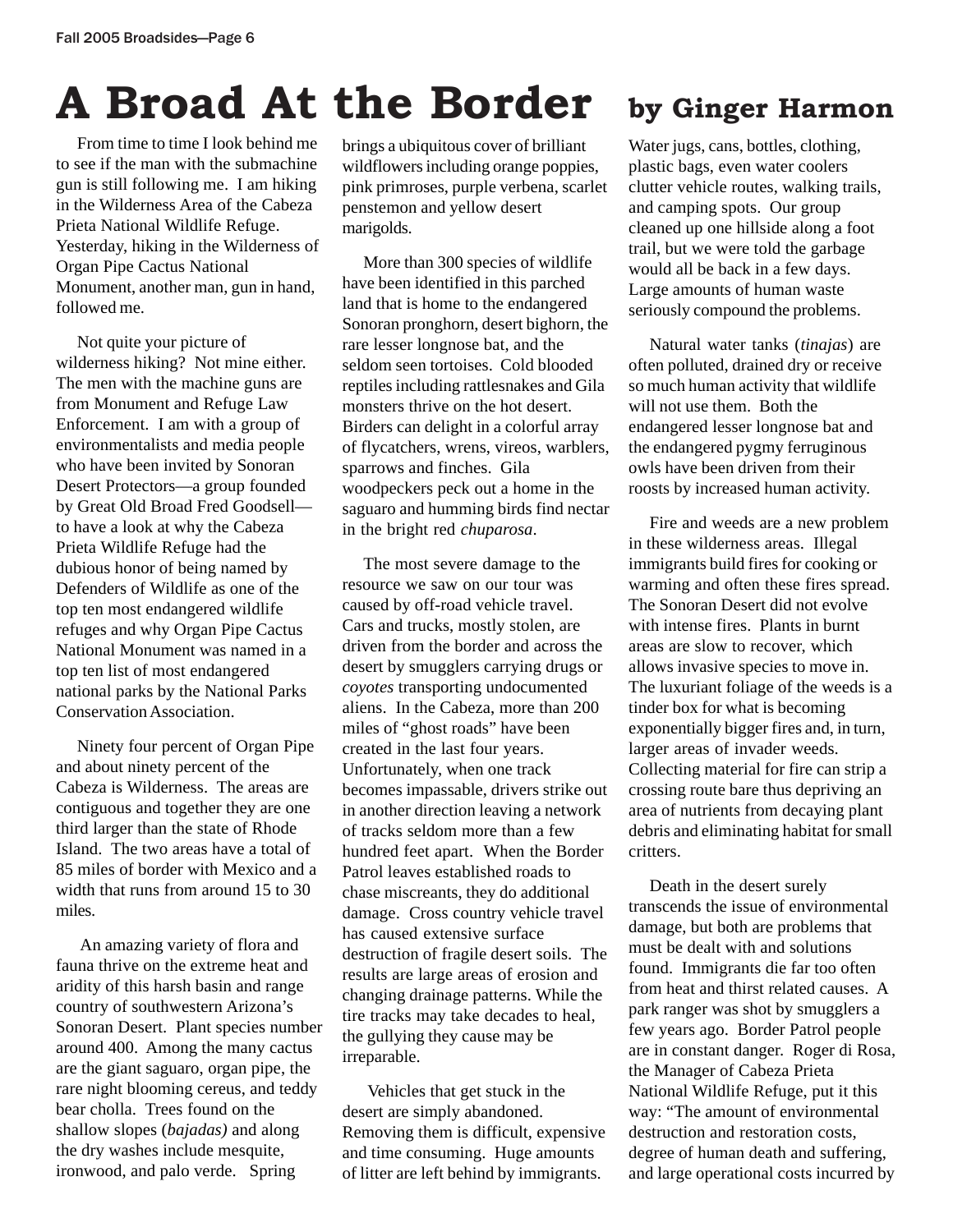# A Broad At the Border

**by Ginger Harmon**

From time to time I look behind me to see if the man with the submachine gun is still following me. I am hiking in the Wilderness Area of the Cabeza Prieta National Wildlife Refuge. Yesterday, hiking in the Wilderness of Organ Pipe Cactus National Monument, another man, gun in hand, followed me.

Not quite your picture of wilderness hiking? Not mine either. The men with the machine guns are from Monument and Refuge Law Enforcement. I am with a group of environmentalists and media people who have been invited by Sonoran Desert Protectors—a group founded by Great Old Broad Fred Goodsell—to have a look at why the Cabeza Prieta Wildlife Refuge had the dubious honor of being named by Defenders of Wildlife as one of the top ten most endangered wildlife refuges and why Organ Pipe Cactus National Monument was named in a top ten list of most endangered national parks by the National Parks Conservation Association.

Ninety four percent of Organ Pipe and about ninety percent of the Cabeza is Wilderness. The areas are contiguous and together they are one third larger than the state of Rhode Island. The two areas have a total of 85 miles of border with Mexico and a width that runs from around 15 to 30 miles.

An amazing variety of flora and fauna thrive on the extreme heat and aridity of this harsh basin and range country of southwestern Arizona's Sonoran Desert. Plant species number around 400. Among the many cactus are the giant saguaro, organ pipe, the rare night blooming cereus, and teddy bear cholla. Trees found on the shallow slopes (*bajadas)* and along the dry washes include mesquite, ironwood, and palo verde. Spring brings a ubiquitous cover of brilliant wildflowers including orange poppies, pink primroses, purple verbena, scarlet penstemon and yellow desert marigolds.

More than 300 species of wildlife have been identified in this parched land that is home to the endangered Sonoran pronghorn, desert bighorn, the rare lesser longnose bat, and the seldom seen tortoises. Cold blooded reptiles including rattlesnakes and Gila monsters thrive on the hot desert. Birders can delight in a colorful array of flycatchers, wrens, vireos, warblers, sparrows and finches. Gila woodpeckers peck out a home in the saguaro and humming birds find nectar in the bright red *chuparosa*.

The most severe damage to the resource we saw on our tour was caused by off-road vehicle travel. Cars and trucks, mostly stolen, are driven from the border and across the desert by smugglers carrying drugs or *coyotes* transporting undocumented aliens. In the Cabeza, more than 200 miles of "ghost roads" have been created in the last four years. Unfortunately, when one track becomes impassable, drivers strike out in another direction leaving a network of tracks seldom more than a few hundred feet apart. When the Border Patrol leaves established roads to chase miscreants, they do additional damage. Cross country vehicle travel has caused extensive surface destruction of fragile desert soils. The results are large areas of erosion and changing drainage patterns. While the tire tracks may take decades to heal, the gullying they cause may be irreparable.

Vehicles that get stuck in the desert are simply abandoned. Removing them is difficult, expensive and time consuming. Huge amounts of litter are left behind by immigrants. Water jugs, cans, bottles, clothing, plastic bags, even water coolers clutter vehicle routes, walking trails, and camping spots. Our group cleaned up one hillside along a foot trail, but we were told the garbage would all be back in a few days. Large amounts of human waste seriously compound the problems.

Natural water tanks (*tinajas*) are often polluted, drained dry or receive so much human activity that wildlife will not use them. Both the endangered lesser longnose bat and the endangered pygmy ferruginous owls have been driven from their roosts by increased human activity.

Fire and weeds are a new problem in these wilderness areas. Illegal immigrants build fires for cooking or warming and often these fires spread. The Sonoran Desert did not evolve with intense fires. Plants in burnt areas are slow to recover, which allows invasive species to move in. The luxuriant foliage of the weeds is a tinder box for what is becoming exponentially bigger fires and, in turn, larger areas of invader weeds. Collecting material for fire can strip a crossing route bare thus depriving an area of nutrients from decaying plant debris and eliminating habitat for small critters.

Death in the desert surely transcends the issue of environmental damage, but both are problems that must be dealt with and solutions found. Immigrants die far too often from heat and thirst related causes. A park ranger was shot by smugglers a few years ago. Border Patrol people are in constant danger. Roger di Rosa, the Manager of Cabeza Prieta National Wildlife Refuge, put it this way: "The amount of environmental destruction and restoration costs, degree of human death and suffering, and large operational costs incurred by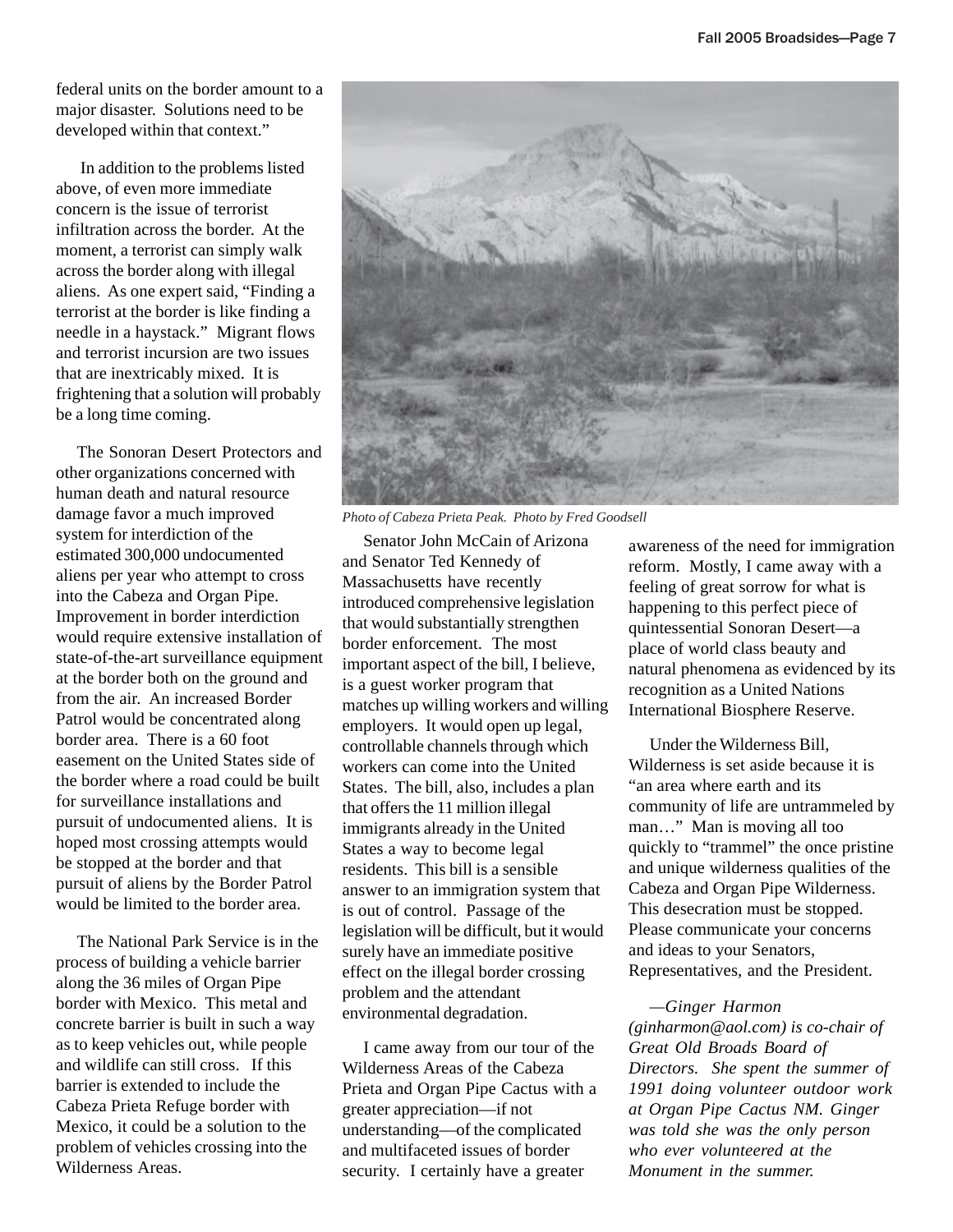federal units on the border amount to a major disaster. Solutions need to be developed within that context."

In addition to the problems listed above, of even more immediate concern is the issue of terrorist infiltration across the border. At the moment, a terrorist can simply walk across the border along with illegal aliens. As one expert said, "Finding a terrorist at the border is like finding a needle in a haystack." Migrant flows and terrorist incursion are two issues that are inextricably mixed. It is frightening that a solution will probably be a long time coming.

The Sonoran Desert Protectors and other organizations concerned with human death and natural resource damage favor a much improved system for interdiction of the estimated 300,000 undocumented aliens per year who attempt to cross into the Cabeza and Organ Pipe. Improvement in border interdiction would require extensive installation of state-of-the-art surveillance equipment at the border both on the ground and from the air. An increased Border Patrol would be concentrated along border area. There is a 60 foot easement on the United States side of the border where a road could be built for surveillance installations and pursuit of undocumented aliens. It is hoped most crossing attempts would be stopped at the border and that pursuit of aliens by the Border Patrol would be limited to the border area.

The National Park Service is in the process of building a vehicle barrier along the 36 miles of Organ Pipe border with Mexico. This metal and concrete barrier is built in such a way as to keep vehicles out, while people and wildlife can still cross. If this barrier is extended to include the Cabeza Prieta Refuge border with Mexico, it could be a solution to the problem of vehicles crossing into the Wilderness Areas.

*Photo of Cabeza Prieta Peak. Photo by Fred Goodsell*

Senator John McCain of Arizona and Senator Ted Kennedy of Massachusetts have recently introduced comprehensive legislation that would substantially strengthen border enforcement. The most important aspect of the bill, I believe, is a guest worker program that matches up willing workers and willing employers. It would open up legal, controllable channels through which workers can come into the United States. The bill, also, includes a plan that offers the 11 million illegal immigrants already in the United States a way to become legal residents. This bill is a sensible answer to an immigration system that is out of control. Passage of the legislation will be difficult, but it would surely have an immediate positive effect on the illegal border crossing problem and the attendant environmental degradation.

I came away from our tour of the Wilderness Areas of the Cabeza Prieta and Organ Pipe Cactus with a greater appreciation—if not understanding—of the complicated and multifaceted issues of border security. I certainly have a greater awareness of the need for immigration reform. Mostly, I came away with a feeling of great sorrow for what is happening to this perfect piece of quintessential Sonoran Desert—a place of world class beauty and natural phenomena as evidenced by its recognition as a United Nations International Biosphere Reserve.

Under the Wilderness Bill, Wilderness is set aside because it is "an area where earth and its community of life are untrammeled by man…" Man is moving all too quickly to "trammel" the once pristine and unique wilderness qualities of the Cabeza and Organ Pipe Wilderness. This desecration must be stopped. Please communicate your concerns and ideas to your Senators, Representatives, and the President.

*—Ginger Harmon (ginharmon@aol.com) is co-chair of Great Old Broads Board of Directors. She spent the summer of 1991 doing volunteer outdoor work at Organ Pipe Cactus NM. Ginger was told she was the only person who ever volunteered at the Monument in the summer.*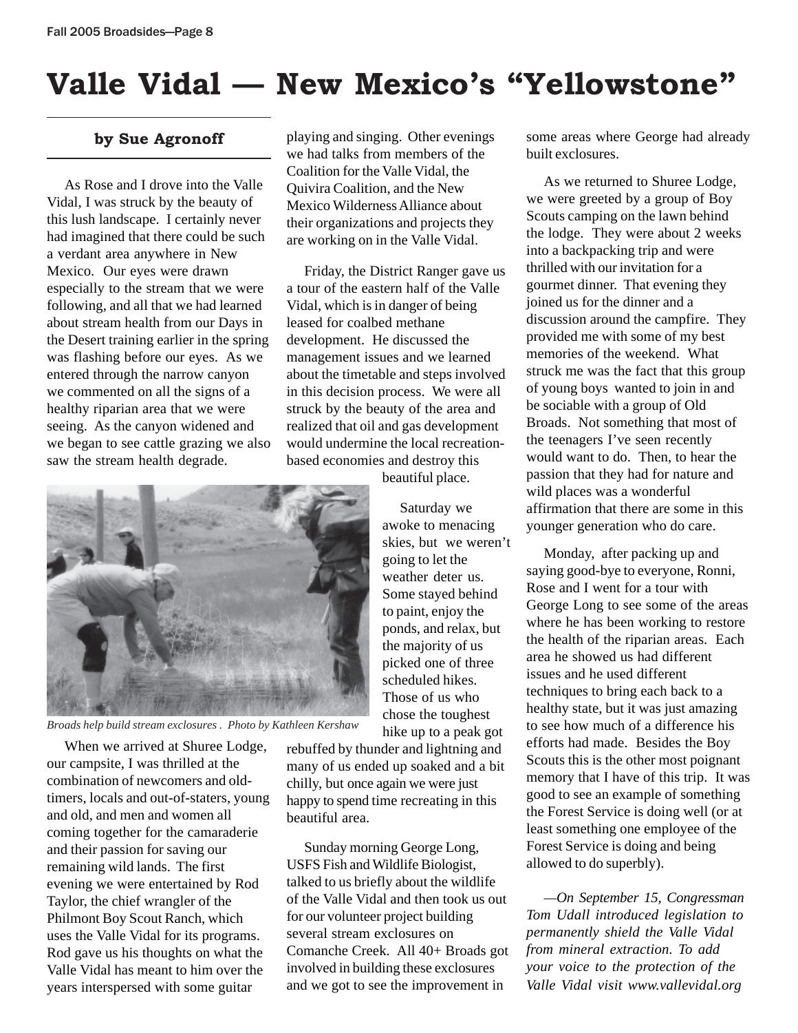# Valle Vidal — New Mexico's "Yellowstone"

**by Sue Agronoff**

As Rose and I drove into the Valle Vidal, I was struck by the beauty of this lush landscape. I certainly never had imagined that there could be such a verdant area anywhere in New Mexico. Our eyes were drawn especially to the stream that we were following, and all that we had learned about stream health from our Days in the Desert training earlier in the spring was flashing before our eyes. As we entered through the narrow canyon we commented on all the signs of a healthy riparian area that we were seeing. As the canyon widened and we began to see cattle grazing we also saw the stream health degrade.

*Broads help build stream exclosures . Photo by Kathleen Kershaw*

When we arrived at Shuree Lodge, our campsite, I was thrilled at the combination of newcomers and old-timers, locals and out-of-staters, young and old, and men and women all coming together for the camaraderie and their passion for saving our remaining wild lands. The first evening we were entertained by Rod Taylor, the chief wrangler of the Philmont Boy Scout Ranch, which uses the Valle Vidal for its programs. Rod gave us his thoughts on what the Valle Vidal has meant to him over the years interspersed with some guitar playing and singing. Other evenings we had talks from members of the Coalition for the Valle Vidal, the Quivira Coalition, and the New Mexico Wilderness Alliance about their organizations and projects they are working on in the Valle Vidal.

Friday, the District Ranger gave us a tour of the eastern half of the Valle Vidal, which is in danger of being leased for coalbed methane development. He discussed the management issues and we learned about the timetable and steps involved in this decision process. We were all struck by the beauty of the area and realized that oil and gas development would undermine the local recreation-based economies and destroy this beautiful place.

Saturday we awoke to menacing skies, but we weren't going to let the weather deter us. Some stayed behind to paint, enjoy the ponds, and relax, but the majority of us picked one of three scheduled hikes. Those of us who chose the toughest hike up to a peak got rebuffed by thunder and lightning and many of us ended up soaked and a bit chilly, but once again we were just happy to spend time recreating in this beautiful area.

Sunday morning George Long, USFS Fish and Wildlife Biologist, talked to us briefly about the wildlife of the Valle Vidal and then took us out for our volunteer project building several stream exclosures on Comanche Creek. All 40+ Broads got involved in building these exclosures and we got to see the improvement in some areas where George had already built exclosures.

As we returned to Shuree Lodge, we were greeted by a group of Boy Scouts camping on the lawn behind the lodge. They were about 2 weeks into a backpacking trip and were thrilled with our invitation for a gourmet dinner. That evening they joined us for the dinner and a discussion around the campfire. They provided me with some of my best memories of the weekend. What struck me was the fact that this group of young boys wanted to join in and be sociable with a group of Old Broads. Not something that most of the teenagers I've seen recently would want to do. Then, to hear the passion that they had for nature and wild places was a wonderful affirmation that there are some in this younger generation who do care.

Monday, after packing up and saying good-bye to everyone, Ronni, Rose and I went for a tour with George Long to see some of the areas where he has been working to restore the health of the riparian areas. Each area he showed us had different issues and he used different techniques to bring each back to a healthy state, but it was just amazing to see how much of a difference his efforts had made. Besides the Boy Scouts this is the other most poignant memory that I have of this trip. It was good to see an example of something the Forest Service is doing well (or at least something one employee of the Forest Service is doing and being allowed to do superbly).

*—On September 15, Congressman Tom Udall introduced legislation to permanently shield the Valle Vidal from mineral extraction. To add your voice to the protection of the Valle Vidal visit www.vallevidal.org*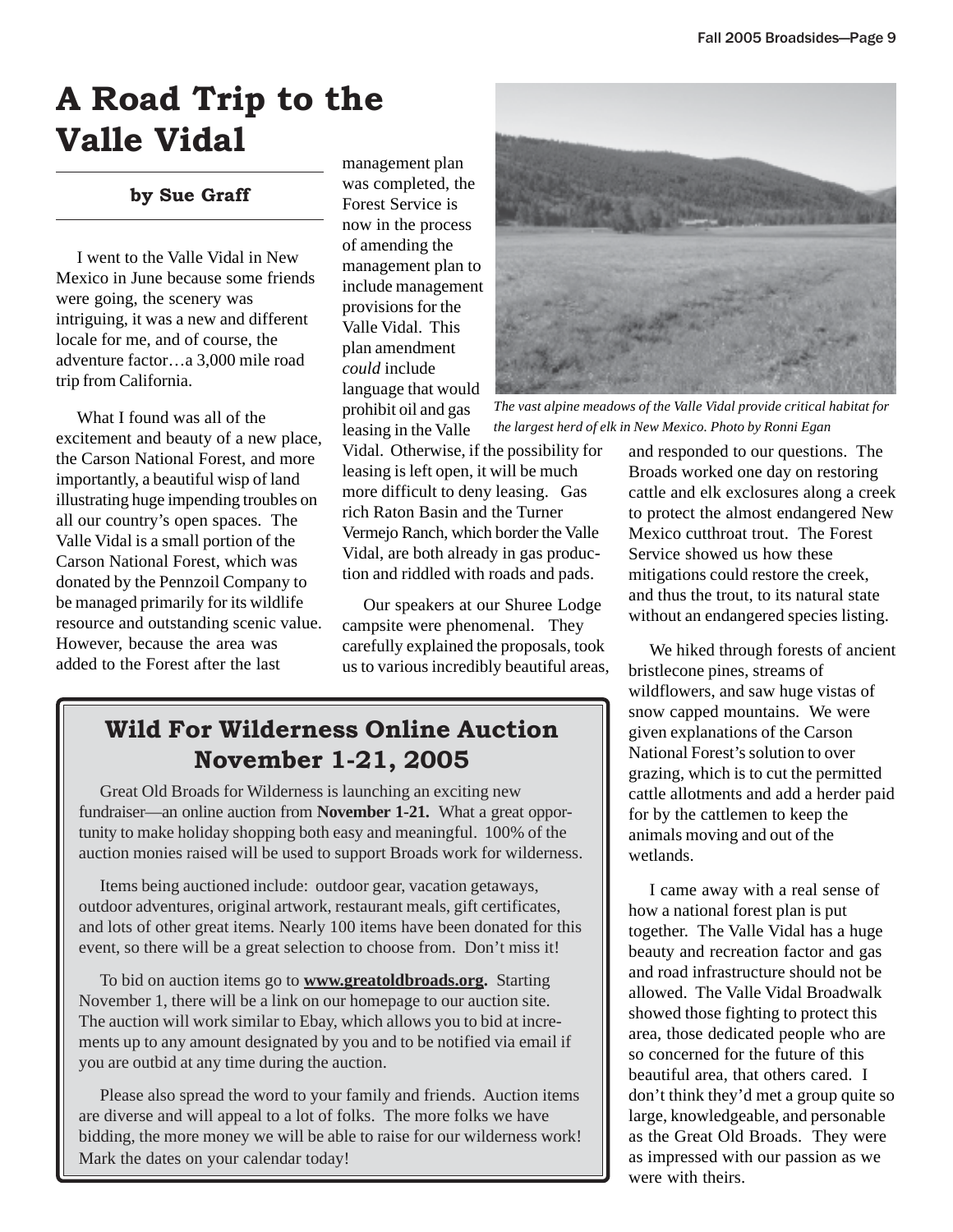# A Road Trip to the Valle Vidal

**by Sue Graff**

I went to the Valle Vidal in New Mexico in June because some friends were going, the scenery was intriguing, it was a new and different locale for me, and of course, the adventure factor…a 3,000 mile road trip from California.

What I found was all of the excitement and beauty of a new place, the Carson National Forest, and more importantly, a beautiful wisp of land illustrating huge impending troubles on all our country's open spaces. The Valle Vidal is a small portion of the Carson National Forest, which was donated by the Pennzoil Company to be managed primarily for its wildlife resource and outstanding scenic value. However, because the area was added to the Forest after the last management plan was completed, the Forest Service is now in the process of amending the management plan to include management provisions for the Valle Vidal. This plan amendment *could* include language that would prohibit oil and gas leasing in the Valle Vidal. Otherwise, if the possibility for leasing is left open, it will be much more difficult to deny leasing. Gas rich Raton Basin and the Turner Vermejo Ranch, which border the Valle Vidal, are both already in gas production and riddled with roads and pads.

*The vast alpine meadows of the Valle Vidal provide critical habitat for the largest herd of elk in New Mexico. Photo by Ronni Egan*

Our speakers at our Shuree Lodge campsite were phenomenal. They carefully explained the proposals, took us to various incredibly beautiful areas, and responded to our questions. The Broads worked one day on restoring cattle and elk exclosures along a creek to protect the almost endangered New Mexico cutthroat trout. The Forest Service showed us how these mitigations could restore the creek, and thus the trout, to its natural state without an endangered species listing.

We hiked through forests of ancient bristlecone pines, streams of wildflowers, and saw huge vistas of snow capped mountains. We were given explanations of the Carson National Forest's solution to over grazing, which is to cut the permitted cattle allotments and add a herder paid for by the cattlemen to keep the animals moving and out of the wetlands.

I came away with a real sense of how a national forest plan is put together. The Valle Vidal has a huge beauty and recreation factor and gas and road infrastructure should not be allowed. The Valle Vidal Broadwalk showed those fighting to protect this area, those dedicated people who are so concerned for the future of this beautiful area, that others cared. I don't think they'd met a group quite so large, knowledgeable, and personable as the Great Old Broads. They were as impressed with our passion as we were with theirs.

## Wild For Wilderness Online Auction November 1-21, 2005

Great Old Broads for Wilderness is launching an exciting new fundraiser—an online auction from **November 1-21.** What a great opportunity to make holiday shopping both easy and meaningful. 100% of the auction monies raised will be used to support Broads work for wilderness.

Items being auctioned include: outdoor gear, vacation getaways, outdoor adventures, original artwork, restaurant meals, gift certificates, and lots of other great items. Nearly 100 items have been donated for this event, so there will be a great selection to choose from. Don't miss it!

To bid on auction items go to **www.greatoldbroads.org.** Starting November 1, there will be a link on our homepage to our auction site. The auction will work similar to Ebay, which allows you to bid at increments up to any amount designated by you and to be notified via email if you are outbid at any time during the auction.

Please also spread the word to your family and friends. Auction items are diverse and will appeal to a lot of folks. The more folks we have bidding, the more money we will be able to raise for our wilderness work! Mark the dates on your calendar today!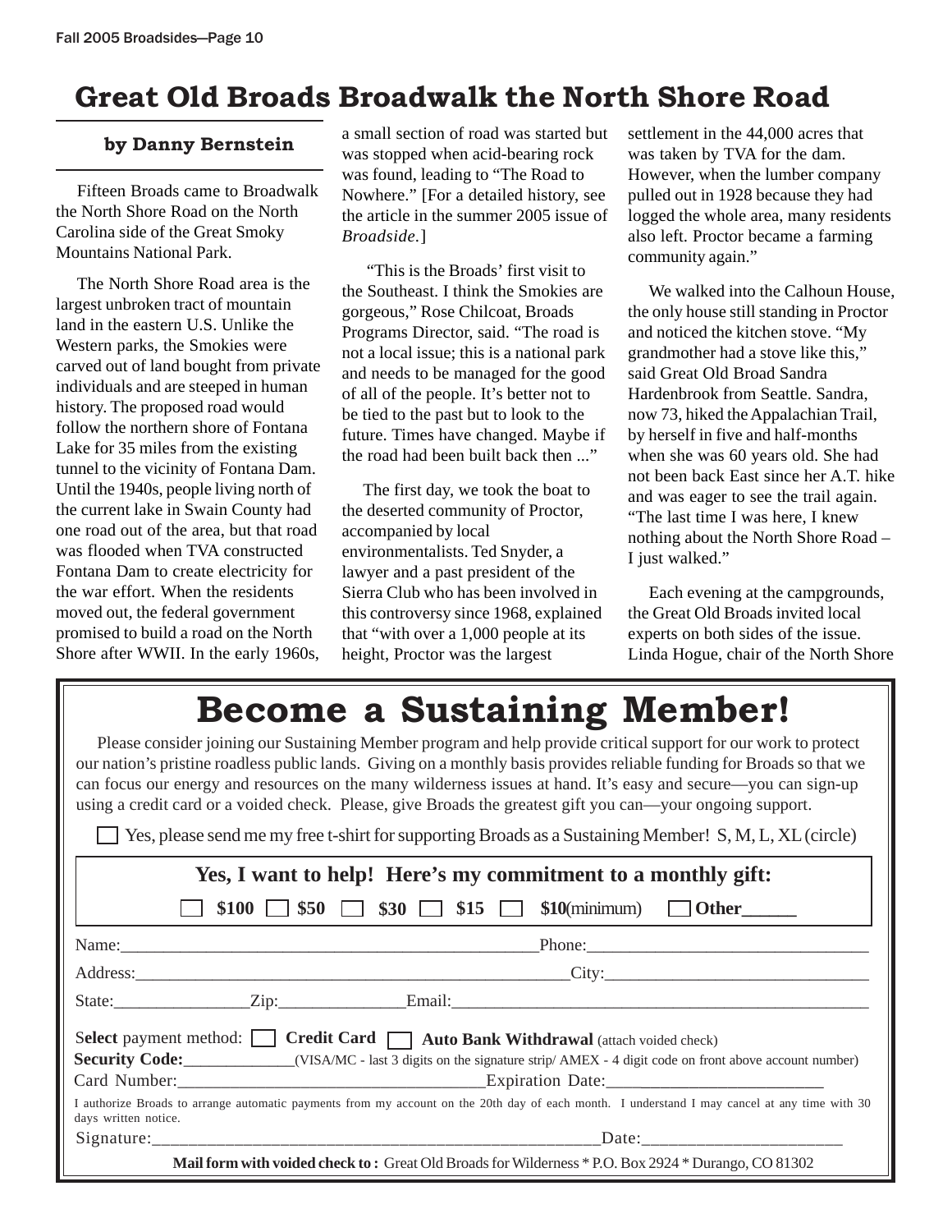# Great Old Broads Broadwalk the North Shore Road

**by Danny Bernstein**

Fifteen Broads came to Broadwalk the North Shore Road on the North Carolina side of the Great Smoky Mountains National Park.

The North Shore Road area is the largest unbroken tract of mountain land in the eastern U.S. Unlike the Western parks, the Smokies were carved out of land bought from private individuals and are steeped in human history. The proposed road would follow the northern shore of Fontana Lake for 35 miles from the existing tunnel to the vicinity of Fontana Dam. Until the 1940s, people living north of the current lake in Swain County had one road out of the area, but that road was flooded when TVA constructed Fontana Dam to create electricity for the war effort. When the residents moved out, the federal government promised to build a road on the North Shore after WWII. In the early 1960s, a small section of road was started but was stopped when acid-bearing rock was found, leading to "The Road to Nowhere." [For a detailed history, see the article in the summer 2005 issue of *Broadside*.]

"This is the Broads' first visit to the Southeast. I think the Smokies are gorgeous," Rose Chilcoat, Broads Programs Director, said. "The road is not a local issue; this is a national park and needs to be managed for the good of all of the people. It's better not to be tied to the past but to look to the future. Times have changed. Maybe if the road had been built back then ..."

The first day, we took the boat to the deserted community of Proctor, accompanied by local environmentalists. Ted Snyder, a lawyer and a past president of the Sierra Club who has been involved in this controversy since 1968, explained that "with over a 1,000 people at its height, Proctor was the largest settlement in the 44,000 acres that was taken by TVA for the dam. However, when the lumber company pulled out in 1928 because they had logged the whole area, many residents also left. Proctor became a farming community again."

We walked into the Calhoun House, the only house still standing in Proctor and noticed the kitchen stove. "My grandmother had a stove like this," said Great Old Broad Sandra Hardenbrook from Seattle. Sandra, now 73, hiked the Appalachian Trail, by herself in five and half-months when she was 60 years old. She had not been back East since her A.T. hike and was eager to see the trail again. "The last time I was here, I knew nothing about the North Shore Road – I just walked."

Each evening at the campgrounds, the Great Old Broads invited local experts on both sides of the issue. Linda Hogue, chair of the North Shore

# Become a Sustaining Member!

Please consider joining our Sustaining Member program and help provide critical support for our work to protect our nation's pristine roadless public lands. Giving on a monthly basis provides reliable funding for Broads so that we can focus our energy and resources on the many wilderness issues at hand. It's easy and secure—you can sign-up using a credit card or a voided check. Please, give Broads the greatest gift you can—your ongoing support.

☐ Yes, please send me my free t-shirt for supporting Broads as a Sustaining Member! S, M, L, XL (circle)

**Yes, I want to help! Here's my commitment to a monthly gift:**

☐ **$100** ☐ **$50** ☐ **$30** ☐ **$15** ☐ **$10**(minimum) ☐ **Other______**

Name:_______________________________________________Phone:______________________________

Address:________________________________________________City:_____________________________

State:_______________Zip:_____________Email:_______________________________________________

S**elect** payment method: ☐ **Credit Card** ☐ **Auto Bank Withdrawal** (attach voided check)

**Security Code:**____________(VISA/MC - last 3 digits on the signature strip/ AMEX - 4 digit code on front above account number)

Card Number:__________________________________Expiration Date:________________________

I authorize Broads to arrange automatic payments from my account on the 20th day of each month. I understand I may cancel at any time with 30 days written notice.

Signature:_________________________________________________Date:_____________________

**Mail form with voided check to :** Great Old Broads for Wilderness * P.O. Box 2924 * Durango, CO 81302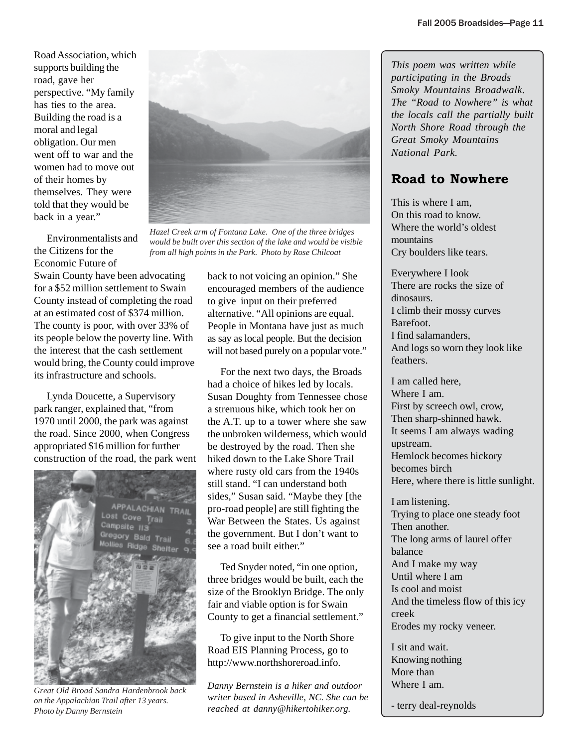Road Association, which supports building the road, gave her perspective. "My family has ties to the area. Building the road is a moral and legal obligation. Our men went off to war and the women had to move out of their homes by themselves. They were told that they would be back in a year."

*Hazel Creek arm of Fontana Lake. One of the three bridges would be built over this section of the lake and would be visible from all high points in the Park. Photo by Rose Chilcoat*

Environmentalists and the Citizens for the Economic Future of Swain County have been advocating for a $52 million settlement to Swain County instead of completing the road at an estimated cost of $374 million. The county is poor, with over 33% of its people below the poverty line. With the interest that the cash settlement would bring, the County could improve its infrastructure and schools.

Lynda Doucette, a Supervisory park ranger, explained that, "from 1970 until 2000, the park was against the road. Since 2000, when Congress appropriated $16 million for further construction of the road, the park went back to not voicing an opinion." She encouraged members of the audience to give input on their preferred alternative. "All opinions are equal. People in Montana have just as much as say as local people. But the decision will not based purely on a popular vote."

*Great Old Broad Sandra Hardenbrook back on the Appalachian Trail after 13 years. Photo by Danny Bernstein*

For the next two days, the Broads had a choice of hikes led by locals. Susan Doughty from Tennessee chose a strenuous hike, which took her on the A.T. up to a tower where she saw the unbroken wilderness, which would be destroyed by the road. Then she hiked down to the Lake Shore Trail where rusty old cars from the 1940s still stand. "I can understand both sides," Susan said. "Maybe they [the pro-road people] are still fighting the War Between the States. Us against the government. But I don't want to see a road built either."

Ted Snyder noted, "in one option, three bridges would be built, each the size of the Brooklyn Bridge. The only fair and viable option is for Swain County to get a financial settlement."

To give input to the North Shore Road EIS Planning Process, go to http://www.northshoreroad.info.

*Danny Bernstein is a hiker and outdoor writer based in Asheville, NC. She can be reached at danny@hikertohiker.org.*

*This poem was written while participating in the Broads Smoky Mountains Broadwalk. The "Road to Nowhere" is what the locals call the partially built North Shore Road through the Great Smoky Mountains National Park.*

## Road to Nowhere

This is where I am,
On this road to know.
Where the world's oldest mountains
Cry boulders like tears.

Everywhere I look
There are rocks the size of dinosaurs.
I climb their mossy curves
Barefoot.
I find salamanders,
And logs so worn they look like feathers.

I am called here,
Where I am.
First by screech owl, crow,
Then sharp-shinned hawk.
It seems I am always wading upstream.
Hemlock becomes hickory becomes birch
Here, where there is little sunlight.

I am listening.
Trying to place one steady foot
Then another.
The long arms of laurel offer balance
And I make my way
Until where I am
Is cool and moist
And the timeless flow of this icy creek
Erodes my rocky veneer.

I sit and wait.
Knowing nothing
More than
Where I am.

- terry deal-reynolds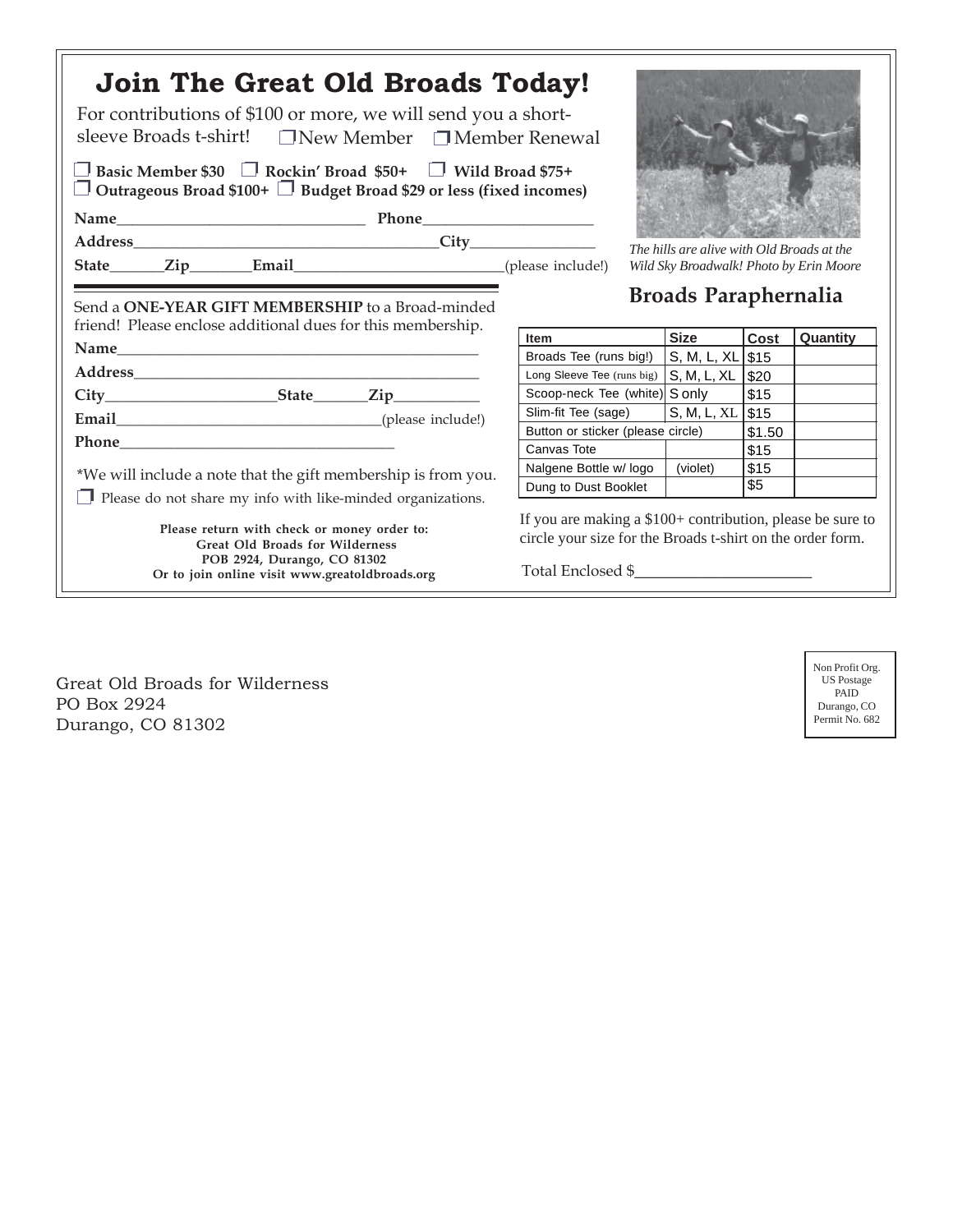# Join The Great Old Broads Today!

For contributions of $100 or more, we will send you a short-sleeve Broads t-shirt! ❒ New Member ❒ Member Renewal

❒ **Basic Member $30** ❒ **Rockin' Broad $50+** ❒ **Wild Broad $75+**
❒ **Outrageous Broad $100+** ❒ **Budget Broad $29 or less (fixed incomes)**

**Name**_______________________________ **Phone**______________________

**Address**______________________________________**City**________________

**State**_______**Zip**________**Email**__________________________(please include!)

Send a **ONE-YEAR GIFT MEMBERSHIP** to a Broad-minded friend! Please enclose additional dues for this membership.

**Name**______________________________________________

**Address**____________________________________________

**City**_____________________**State**_______**Zip**__________

**Email**_________________________________(please include!)

**Phone**___________________________________

*We will include a note that the gift membership is from you.

❒ Please do not share my info with like-minded organizations.

**Please return with check or money order to:**
**Great Old Broads for Wilderness**
**POB 2924, Durango, CO 81302**
**Or to join online visit www.greatoldbroads.org**

*The hills are alive with Old Broads at the Wild Sky Broadwalk! Photo by Erin Moore*

## Broads Paraphernalia

| Item | Size | Cost | Quantity |
|---|---|---|---|
| Broads Tee (runs big!) | S, M, L, XL | $15 | |
| Long Sleeve Tee (runs big) | S, M, L, XL | $20 | |
| Scoop-neck Tee (white) | S only | $15 | |
| Slim-fit Tee (sage) | S, M, L, XL | $15 | |
| Button or sticker (please circle) | | $1.50 | |
| Canvas Tote | | $15 | |
| Nalgene Bottle w/ logo | (violet) | $15 | |
| Dung to Dust Booklet | | $5 | |

If you are making a $100+ contribution, please be sure to circle your size for the Broads t-shirt on the order form.

Total Enclosed $______________________

Great Old Broads for Wilderness
PO Box 2924
Durango, CO 81302

Non Profit Org.
US Postage
PAID
Durango, CO
Permit No. 682